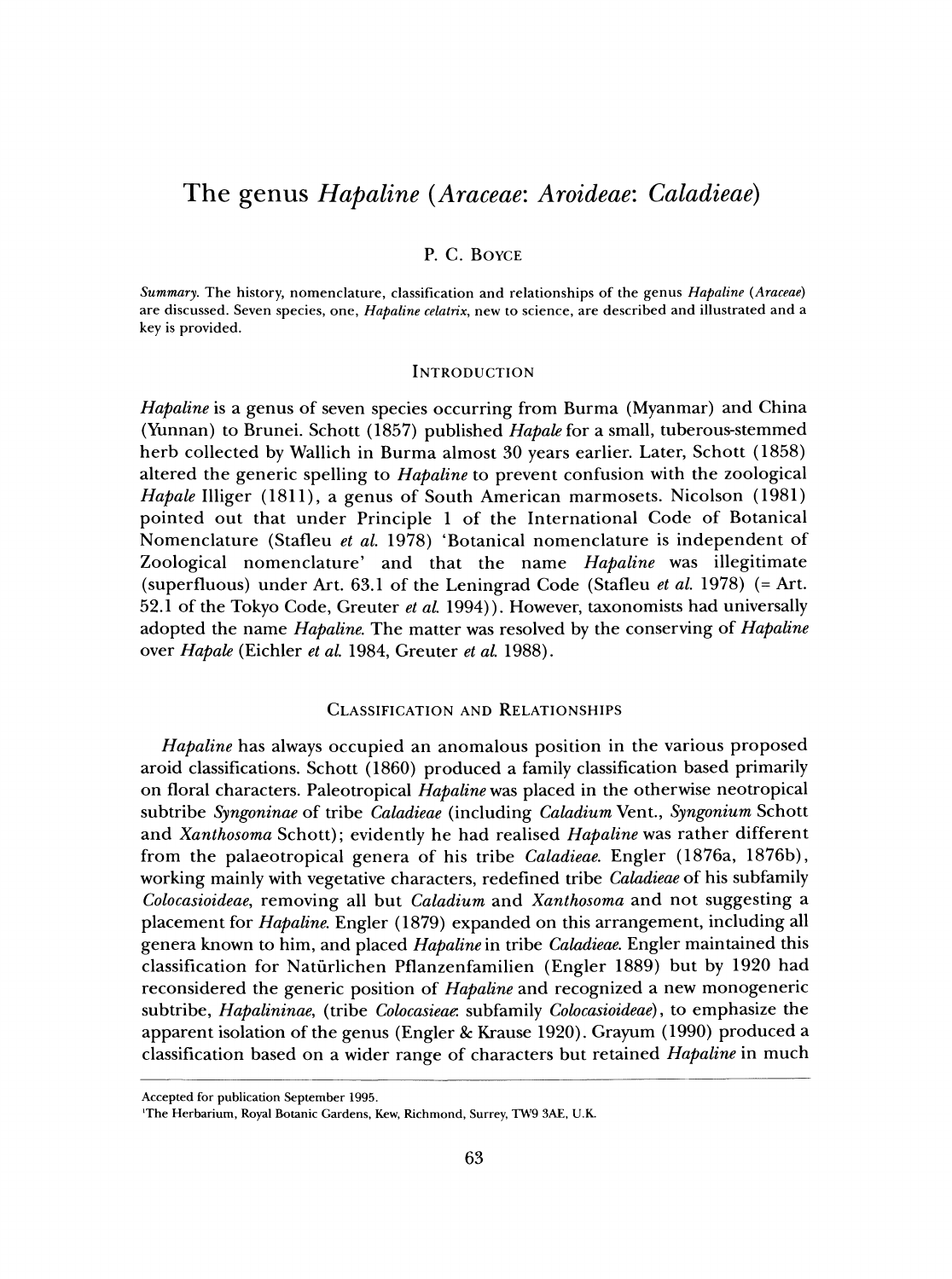# The genus *Hapaline* (*Araceae*: *Aroideae*: *Caladieae*)

P. C. Boyce

*Summary*. The history, nomenclature, classification and relationships of the genus *Hapaline* (*Araceae*) are discussed. Seven species, one, *Hapaline celatrix*, new to science, are described and illustrated and a key is provided.

## Introduction

*Hapaline* is a genus of seven species occurring from Burma (Myanmar) and China (Yunnan) to Brunei. Schott (1857) published *Hapale* for a small, tuberous-stemmed herb collected by Wallich in Burma almost 30 years earlier. Later, Schott (1858) altered the generic spelling to *Hapaline* to prevent confusion with the zoological *Hapale* Illiger (1811), a genus of South American marmosets. Nicolson (1981) pointed out that under Principle 1 of the International Code of Botanical Nomenclature (Stafleu *et al.* 1978) 'Botanical nomenclature is independent of Zoological nomenclature' and that the name *Hapaline* was illegitimate (superfluous) under Art. 63.1 of the Leningrad Code (Stafleu *et al.* 1978) (= Art. 52.1 of the Tokyo Code, Greuter *et al.* 1994)). However, taxonomists had universally adopted the name *Hapaline*. The matter was resolved by the conserving of *Hapaline* over *Hapale* (Eichler *et al.* 1984, Greuter *et al.* 1988).

## Classification and Relationships

*Hapaline* has always occupied an anomalous position in the various proposed aroid classifications. Schott (1860) produced a family classification based primarily on floral characters. Paleotropical *Hapaline* was placed in the otherwise neotropical subtribe *Syngoninae* of tribe *Caladieae* (including *Caladium* Vent., *Syngonium* Schott and *Xanthosoma* Schott); evidently he had realised *Hapaline* was rather different from the palaeotropical genera of his tribe *Caladieae*. Engler (1876a, 1876b), working mainly with vegetative characters, redefined tribe *Caladieae* of his subfamily *Colocasioideae*, removing all but *Caladium* and *Xanthosoma* and not suggesting a placement for *Hapaline*. Engler (1879) expanded on this arrangement, including all genera known to him, and placed *Hapaline* in tribe *Caladieae*. Engler maintained this classification for Natürlichen Pflanzenfamilien (Engler 1889) but by 1920 had reconsidered the generic position of *Hapaline* and recognized a new monogeneric subtribe, *Hapalininae*, (tribe *Colocasieae*: subfamily *Colocasioideae*), to emphasize the apparent isolation of the genus (Engler & Krause 1920). Grayum (1990) produced a classification based on a wider range of characters but retained *Hapaline* in much

---

Accepted for publication September 1995.

[1]The Herbarium, Royal Botanic Gardens, Kew, Richmond, Surrey, TW9 3AE, U.K.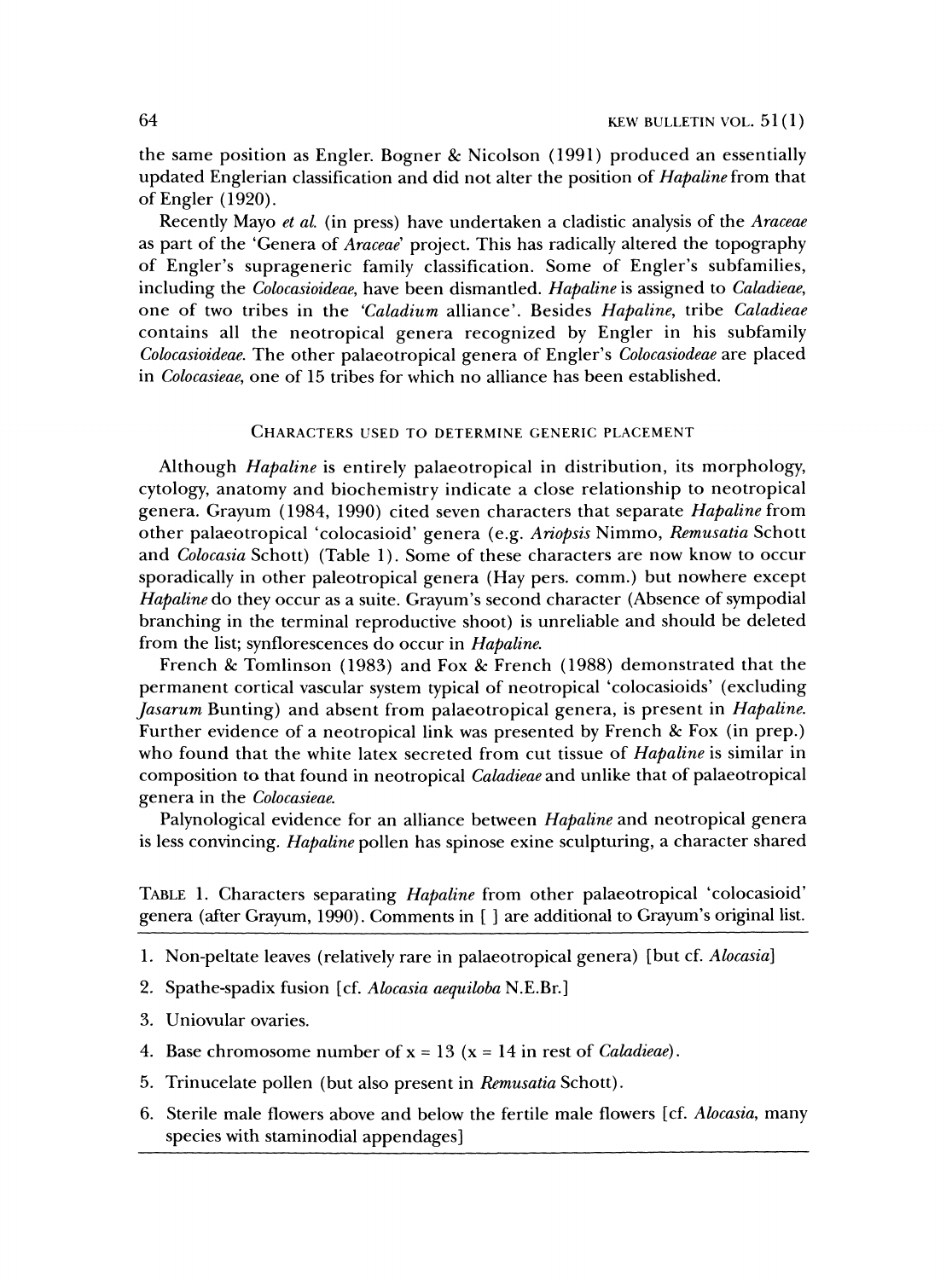the same position as Engler. Bogner & Nicolson (1991) produced an essentially updated Englerian classification and did not alter the position of *Hapaline* from that of Engler (1920).

Recently Mayo *et al.* (in press) have undertaken a cladistic analysis of the *Araceae* as part of the 'Genera of *Araceae*' project. This has radically altered the topography of Engler's suprageneric family classification. Some of Engler's subfamilies, including the *Colocasioideae*, have been dismantled. *Hapaline* is assigned to *Caladieae*, one of two tribes in the '*Caladium* alliance'. Besides *Hapaline*, tribe *Caladieae* contains all the neotropical genera recognized by Engler in his subfamily *Colocasioideae*. The other palaeotropical genera of Engler's *Colocasiodeae* are placed in *Colocasieae*, one of 15 tribes for which no alliance has been established.

## Characters used to determine generic placement

Although *Hapaline* is entirely palaeotropical in distribution, its morphology, cytology, anatomy and biochemistry indicate a close relationship to neotropical genera. Grayum (1984, 1990) cited seven characters that separate *Hapaline* from other palaeotropical 'colocasioid' genera (e.g. *Ariopsis* Nimmo, *Remusatia* Schott and *Colocasia* Schott) (Table 1). Some of these characters are now know to occur sporadically in other paleotropical genera (Hay pers. comm.) but nowhere except *Hapaline* do they occur as a suite. Grayum's second character (Absence of sympodial branching in the terminal reproductive shoot) is unreliable and should be deleted from the list; synflorescences do occur in *Hapaline*.

French & Tomlinson (1983) and Fox & French (1988) demonstrated that the permanent cortical vascular system typical of neotropical 'colocasioids' (excluding *Jasarum* Bunting) and absent from palaeotropical genera, is present in *Hapaline*. Further evidence of a neotropical link was presented by French & Fox (in prep.) who found that the white latex secreted from cut tissue of *Hapaline* is similar in composition to that found in neotropical *Caladieae* and unlike that of palaeotropical genera in the *Colocasieae*.

Palynological evidence for an alliance between *Hapaline* and neotropical genera is less convincing. *Hapaline* pollen has spinose exine sculpturing, a character shared

TABLE 1. Characters separating *Hapaline* from other palaeotropical 'colocasioid' genera (after Grayum, 1990). Comments in [ ] are additional to Grayum's original list.

1. Non-peltate leaves (relatively rare in palaeotropical genera) [but cf. *Alocasia*]
2. Spathe-spadix fusion [cf. *Alocasia aequiloba* N.E.Br.]
3. Uniovular ovaries.
4. Base chromosome number of x = 13 (x = 14 in rest of *Caladieae*).
5. Trinucelate pollen (but also present in *Remusatia* Schott).
6. Sterile male flowers above and below the fertile male flowers [cf. *Alocasia*, many species with staminodial appendages]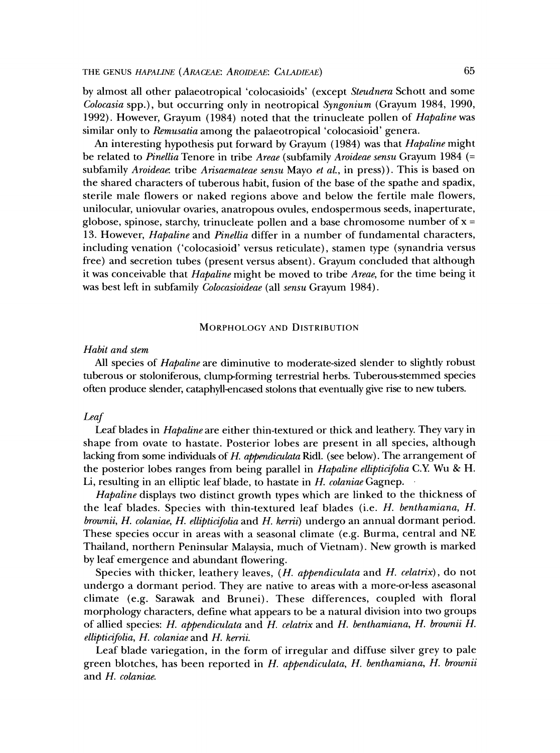by almost all other palaeotropical 'colocasioids' (except *Steudnera* Schott and some *Colocasia* spp.), but occurring only in neotropical *Syngonium* (Grayum 1984, 1990, 1992). However, Grayum (1984) noted that the trinucleate pollen of *Hapaline* was similar only to *Remusatia* among the palaeotropical 'colocasioid' genera.

An interesting hypothesis put forward by Grayum (1984) was that *Hapaline* might be related to *Pinellia* Tenore in tribe *Areae* (subfamily *Aroideae sensu* Grayum 1984 (= subfamily *Aroideae*: tribe *Arisaemateae sensu* Mayo *et al.*, in press)). This is based on the shared characters of tuberous habit, fusion of the base of the spathe and spadix, sterile male flowers or naked regions above and below the fertile male flowers, unilocular, uniovular ovaries, anatropous ovules, endospermous seeds, inaperturate, globose, spinose, starchy, trinucleate pollen and a base chromosome number of x = 13. However, *Hapaline* and *Pinellia* differ in a number of fundamental characters, including venation ('colocasioid' versus reticulate), stamen type (synandria versus free) and secretion tubes (present versus absent). Grayum concluded that although it was conceivable that *Hapaline* might be moved to tribe *Areae*, for the time being it was best left in subfamily *Colocasioideae* (all *sensu* Grayum 1984).

## Morphology and Distribution

### *Habit and stem*

All species of *Hapaline* are diminutive to moderate-sized slender to slightly robust tuberous or stoloniferous, clump-forming terrestrial herbs. Tuberous-stemmed species often produce slender, cataphyll-encased stolons that eventually give rise to new tubers.

### *Leaf*

Leaf blades in *Hapaline* are either thin-textured or thick and leathery. They vary in shape from ovate to hastate. Posterior lobes are present in all species, although lacking from some individuals of *H. appendiculata* Ridl. (see below). The arrangement of the posterior lobes ranges from being parallel in *Hapaline ellipticifolia* C.Y. Wu & H. Li, resulting in an elliptic leaf blade, to hastate in *H. colaniae* Gagnep.

*Hapaline* displays two distinct growth types which are linked to the thickness of the leaf blades. Species with thin-textured leaf blades (i.e. *H. benthamiana*, *H. brownii*, *H. colaniae*, *H. ellipticifolia* and *H. kerrii*) undergo an annual dormant period. These species occur in areas with a seasonal climate (e.g. Burma, central and NE Thailand, northern Peninsular Malaysia, much of Vietnam). New growth is marked by leaf emergence and abundant flowering.

Species with thicker, leathery leaves, (*H. appendiculata* and *H. celatrix*), do not undergo a dormant period. They are native to areas with a more-or-less aseasonal climate (e.g. Sarawak and Brunei). These differences, coupled with floral morphology characters, define what appears to be a natural division into two groups of allied species: *H. appendiculata* and *H. celatrix* and *H. benthamiana*, *H. brownii H. ellipticifolia*, *H. colaniae* and *H. kerrii*.

Leaf blade variegation, in the form of irregular and diffuse silver grey to pale green blotches, has been reported in *H. appendiculata*, *H. benthamiana*, *H. brownii* and *H. colaniae*.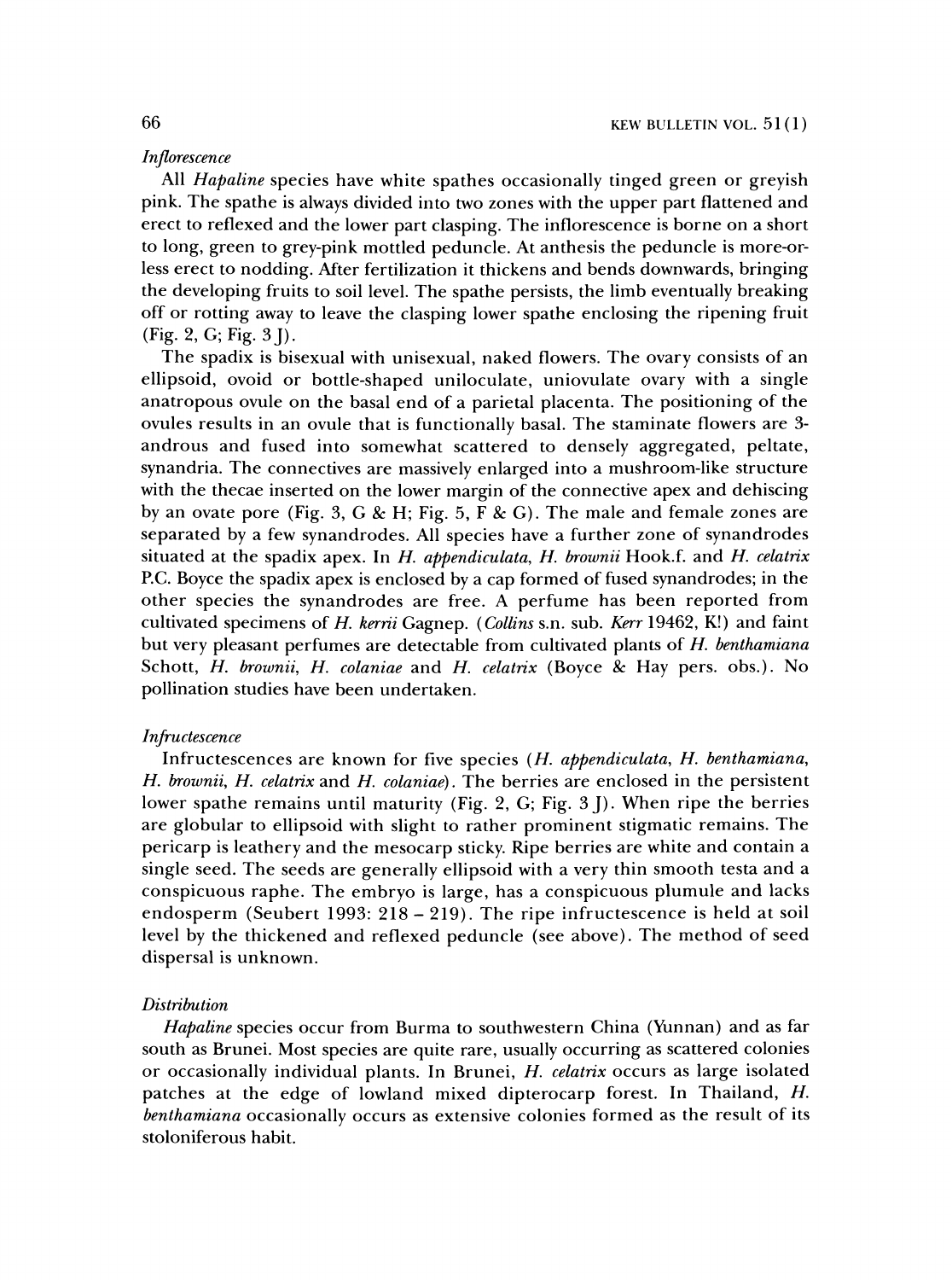*Inflorescence*

All *Hapaline* species have white spathes occasionally tinged green or greyish pink. The spathe is always divided into two zones with the upper part flattened and erect to reflexed and the lower part clasping. The inflorescence is borne on a short to long, green to grey-pink mottled peduncle. At anthesis the peduncle is more-or-less erect to nodding. After fertilization it thickens and bends downwards, bringing the developing fruits to soil level. The spathe persists, the limb eventually breaking off or rotting away to leave the clasping lower spathe enclosing the ripening fruit (Fig. 2, G; Fig. 3 J).

The spadix is bisexual with unisexual, naked flowers. The ovary consists of an ellipsoid, ovoid or bottle-shaped uniloculate, uniovulate ovary with a single anatropous ovule on the basal end of a parietal placenta. The positioning of the ovules results in an ovule that is functionally basal. The staminate flowers are 3-androus and fused into somewhat scattered to densely aggregated, peltate, synandria. The connectives are massively enlarged into a mushroom-like structure with the thecae inserted on the lower margin of the connective apex and dehiscing by an ovate pore (Fig. 3, G & H; Fig. 5, F & G). The male and female zones are separated by a few synandrodes. All species have a further zone of synandrodes situated at the spadix apex. In *H. appendiculata*, *H. brownii* Hook.f. and *H. celatrix* P.C. Boyce the spadix apex is enclosed by a cap formed of fused synandrodes; in the other species the synandrodes are free. A perfume has been reported from cultivated specimens of *H. kerrii* Gagnep. (*Collins* s.n. sub. *Kerr* 19462, K!) and faint but very pleasant perfumes are detectable from cultivated plants of *H. benthamiana* Schott, *H. brownii*, *H. colaniae* and *H. celatrix* (Boyce & Hay pers. obs.). No pollination studies have been undertaken.

*Infructescence*

Infructescences are known for five species (*H. appendiculata*, *H. benthamiana*, *H. brownii*, *H. celatrix* and *H. colaniae*). The berries are enclosed in the persistent lower spathe remains until maturity (Fig. 2, G; Fig. 3 J). When ripe the berries are globular to ellipsoid with slight to rather prominent stigmatic remains. The pericarp is leathery and the mesocarp sticky. Ripe berries are white and contain a single seed. The seeds are generally ellipsoid with a very thin smooth testa and a conspicuous raphe. The embryo is large, has a conspicuous plumule and lacks endosperm (Seubert 1993: 218 – 219). The ripe infructescence is held at soil level by the thickened and reflexed peduncle (see above). The method of seed dispersal is unknown.

*Distribution*

*Hapaline* species occur from Burma to southwestern China (Yunnan) and as far south as Brunei. Most species are quite rare, usually occurring as scattered colonies or occasionally individual plants. In Brunei, *H. celatrix* occurs as large isolated patches at the edge of lowland mixed dipterocarp forest. In Thailand, *H. benthamiana* occasionally occurs as extensive colonies formed as the result of its stoloniferous habit.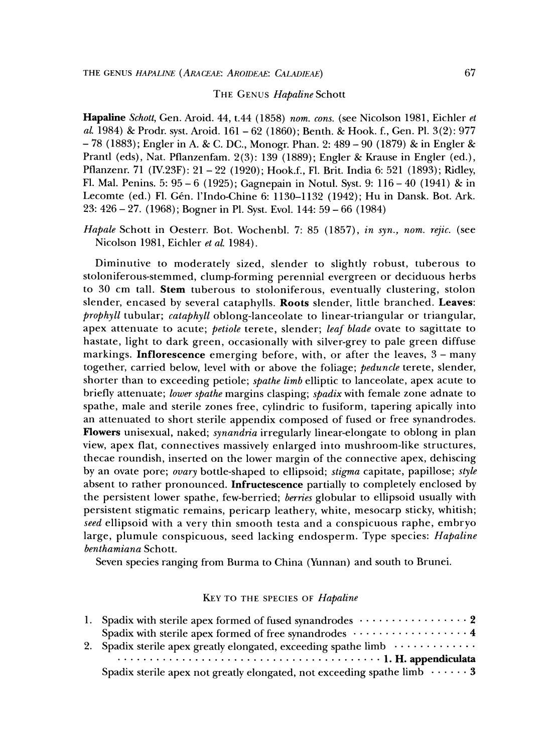## The Genus *Hapaline* Schott

**Hapaline** *Schott*, Gen. Aroid. 44, t.44 (1858) *nom. cons.* (see Nicolson 1981, Eichler *et al.* 1984) & Prodr. syst. Aroid. 161 – 62 (1860); Benth. & Hook. f., Gen. Pl. 3(2): 977 – 78 (1883); Engler in A. & C. DC., Monogr. Phan. 2: 489 – 90 (1879) & in Engler & Prantl (eds), Nat. Pflanzenfam. 2(3): 139 (1889); Engler & Krause in Engler (ed.), Pflanzenr. 71 (IV.23F): 21 – 22 (1920); Hook.f., Fl. Brit. India 6: 521 (1893); Ridley, Fl. Mal. Penins. 5: 95 – 6 (1925); Gagnepain in Notul. Syst. 9: 116 – 40 (1941) & in Lecomte (ed.) Fl. Gén. l'Indo-Chine 6: 1130–1132 (1942); Hu in Dansk. Bot. Ark. 23: 426 – 27. (1968); Bogner in Pl. Syst. Evol. 144: 59 – 66 (1984)

*Hapale* Schott in Oesterr. Bot. Wochenbl. 7: 85 (1857), *in syn., nom. rejic.* (see Nicolson 1981, Eichler *et al.* 1984).

Diminutive to moderately sized, slender to slightly robust, tuberous to stoloniferous-stemmed, clump-forming perennial evergreen or deciduous herbs to 30 cm tall. **Stem** tuberous to stoloniferous, eventually clustering, stolon slender, encased by several cataphylls. **Roots** slender, little branched. **Leaves**: *prophyll* tubular; *cataphyll* oblong-lanceolate to linear-triangular or triangular, apex attenuate to acute; *petiole* terete, slender; *leaf blade* ovate to sagittate to hastate, light to dark green, occasionally with silver-grey to pale green diffuse markings. **Inflorescence** emerging before, with, or after the leaves, 3 – many together, carried below, level with or above the foliage; *peduncle* terete, slender, shorter than to exceeding petiole; *spathe limb* elliptic to lanceolate, apex acute to briefly attenuate; *lower spathe* margins clasping; *spadix* with female zone adnate to spathe, male and sterile zones free, cylindric to fusiform, tapering apically into an attenuated to short sterile appendix composed of fused or free synandrodes. **Flowers** unisexual, naked; *synandria* irregularly linear-elongate to oblong in plan view, apex flat, connectives massively enlarged into mushroom-like structures, thecae roundish, inserted on the lower margin of the connective apex, dehiscing by an ovate pore; *ovary* bottle-shaped to ellipsoid; *stigma* capitate, papillose; *style* absent to rather pronounced. **Infructescence** partially to completely enclosed by the persistent lower spathe, few-berried; *berries* globular to ellipsoid usually with persistent stigmatic remains, pericarp leathery, white, mesocarp sticky, whitish; *seed* ellipsoid with a very thin smooth testa and a conspicuous raphe, embryo large, plumule conspicuous, seed lacking endosperm. Type species: *Hapaline benthamiana* Schott.

Seven species ranging from Burma to China (Yunnan) and south to Brunei.

### Key to the species of *Hapaline*

1. Spadix with sterile apex formed of fused synandrodes ········ 2
   Spadix with sterile apex formed of free synandrodes ········ 4
2. Spadix sterile apex greatly elongated, exceeding spathe limb ········ **1. H. appendiculata**
   Spadix sterile apex not greatly elongated, not exceeding spathe limb ········ 3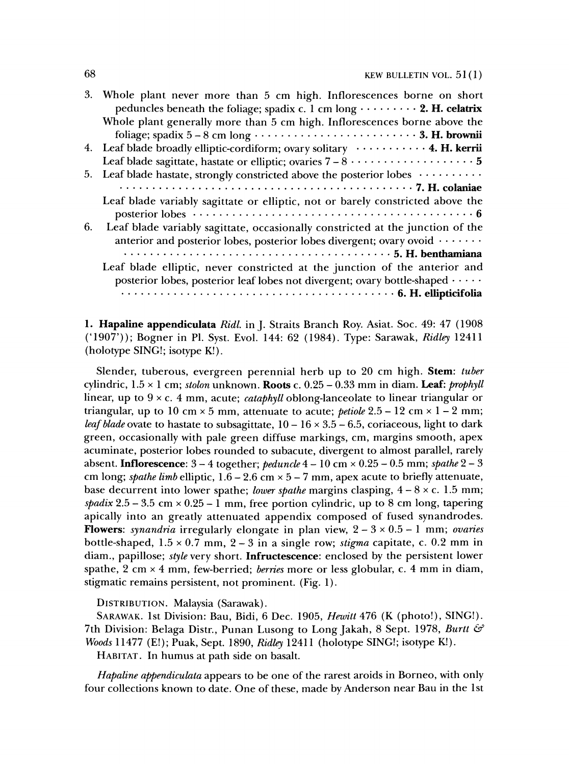3. Whole plant never more than 5 cm high. Inflorescences borne on short peduncles beneath the foliage; spadix c. 1 cm long · · · · · · · · · **2. H. celatrix**
   Whole plant generally more than 5 cm high. Inflorescences borne above the foliage; spadix 5 – 8 cm long · · · · · · · · · · · · · · · · · · · · · · · · **3. H. brownii**
4. Leaf blade broadly elliptic-cordiform; ovary solitary · · · · · · · · · · · **4. H. kerrii**
   Leaf blade sagittate, hastate or elliptic; ovaries 7 – 8 · · · · · · · · · · · · · · · · · · · 5
5. Leaf blade hastate, strongly constricted above the posterior lobes · · · · · · · · · · · · · · · · · · · · · · · · · · · · · · · · · · · · · · · · · · · · · · · · · · · · · · · **7. H. colaniae**
   Leaf blade variably sagittate or elliptic, not or barely constricted above the posterior lobes · · · · · · · · · · · · · · · · · · · · · · · · · · · · · · · · · · · · · · · · · · · · 6
6. Leaf blade variably sagittate, occasionally constricted at the junction of the anterior and posterior lobes, posterior lobes divergent; ovary ovoid · · · · · · · · · · · · · · · · · · · · · · · · · · · · · · · · · · · · · · · · · · · · · · **5. H. benthamiana**
   Leaf blade elliptic, never constricted at the junction of the anterior and posterior lobes, posterior leaf lobes not divergent; ovary bottle-shaped · · · · · · · · · · · · · · · · · · · · · · · · · · · · · · · · · · · · · · · · · · · · · **6. H. ellipticifolia**

**1. Hapaline appendiculata** *Ridl.* in J. Straits Branch Roy. Asiat. Soc. 49: 47 (1908 ('1907')); Bogner in Pl. Syst. Evol. 144: 62 (1984). Type: Sarawak, *Ridley* 12411 (holotype SING!; isotype K!).

Slender, tuberous, evergreen perennial herb up to 20 cm high. **Stem:** *tuber* cylindric, 1.5 × 1 cm; *stolon* unknown. **Roots** c. 0.25 – 0.33 mm in diam. **Leaf:** *prophyll* linear, up to 9 × c. 4 mm, acute; *cataphyll* oblong-lanceolate to linear triangular or triangular, up to 10 cm × 5 mm, attenuate to acute; *petiole* 2.5 – 12 cm × 1 – 2 mm; *leaf blade* ovate to hastate to subsagittate, 10 – 16 × 3.5 – 6.5, coriaceous, light to dark green, occasionally with pale green diffuse markings, cm, margins smooth, apex acuminate, posterior lobes rounded to subacute, divergent to almost parallel, rarely absent. **Inflorescence**: 3 – 4 together; *peduncle* 4 – 10 cm × 0.25 – 0.5 mm; *spathe* 2 – 3 cm long; *spathe limb* elliptic, 1.6 – 2.6 cm × 5 – 7 mm, apex acute to briefly attenuate, base decurrent into lower spathe; *lower spathe* margins clasping, 4 – 8 × c. 1.5 mm; *spadix* 2.5 – 3.5 cm × 0.25 – 1 mm, free portion cylindric, up to 8 cm long, tapering apically into an greatly attenuated appendix composed of fused synandrodes. **Flowers**: *synandria* irregularly elongate in plan view, 2 – 3 × 0.5 – 1 mm; *ovaries* bottle-shaped, 1.5 × 0.7 mm, 2 – 3 in a single row; *stigma* capitate, c. 0.2 mm in diam., papillose; *style* very short. **Infructescence**: enclosed by the persistent lower spathe, 2 cm × 4 mm, few-berried; *berries* more or less globular, c. 4 mm in diam, stigmatic remains persistent, not prominent. (Fig. 1).

DISTRIBUTION. Malaysia (Sarawak).

SARAWAK. 1st Division: Bau, Bidi, 6 Dec. 1905, *Hewitt* 476 (K (photo!), SING!). 7th Division: Belaga Distr., Punan Lusong to Long Jakah, 8 Sept. 1978, *Burtt & Woods* 11477 (E!); Puak, Sept. 1890, *Ridley* 12411 (holotype SING!; isotype K!).

HABITAT. In humus at path side on basalt.

*Hapaline appendiculata* appears to be one of the rarest aroids in Borneo, with only four collections known to date. One of these, made by Anderson near Bau in the 1st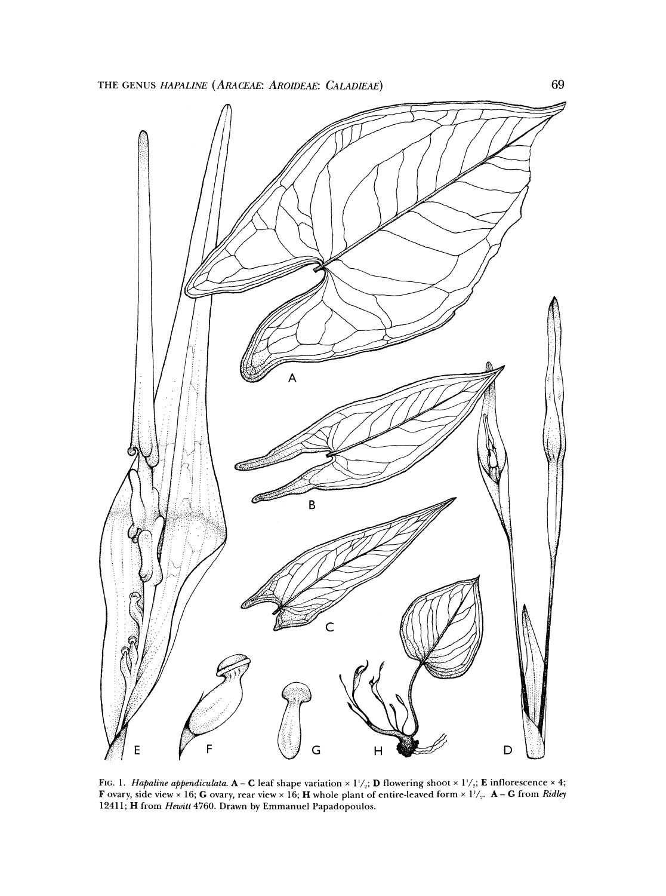FIG. 1. *Hapaline appendiculata.* **A – C** leaf shape variation × 1½; **D** flowering shoot × 1½; **E** inflorescence × 4; **F** ovary, side view × 16; **G** ovary, rear view × 16; **H** whole plant of entire-leaved form × 1½. **A – G** from *Ridley* 12411; **H** from *Hewitt* 4760. Drawn by Emmanuel Papadopoulos.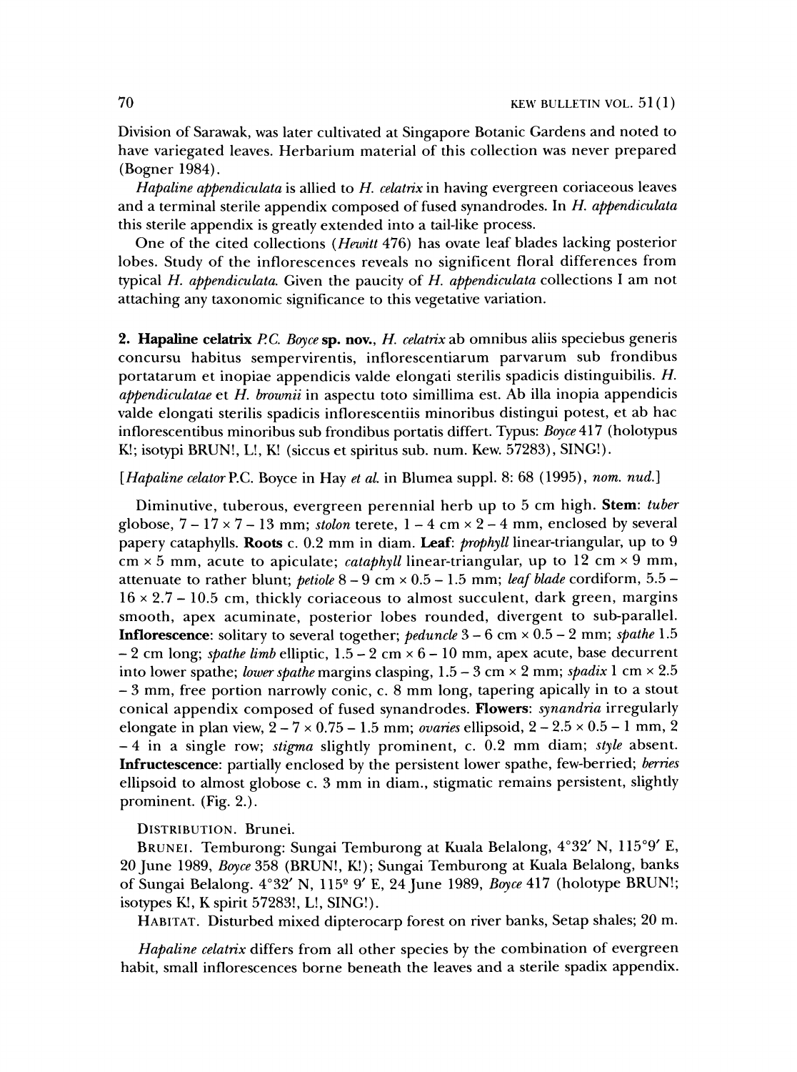Division of Sarawak, was later cultivated at Singapore Botanic Gardens and noted to have variegated leaves. Herbarium material of this collection was never prepared (Bogner 1984).

*Hapaline appendiculata* is allied to *H. celatrix* in having evergreen coriaceous leaves and a terminal sterile appendix composed of fused synandrodes. In *H. appendiculata* this sterile appendix is greatly extended into a tail-like process.

One of the cited collections (*Hewitt* 476) has ovate leaf blades lacking posterior lobes. Study of the inflorescences reveals no significent floral differences from typical *H. appendiculata*. Given the paucity of *H. appendiculata* collections I am not attaching any taxonomic significance to this vegetative variation.

**2. Hapaline celatrix** *P.C. Boyce* **sp. nov.**, *H. celatrix* ab omnibus aliis speciebus generis concursu habitus sempervirentis, inflorescentiarum parvarum sub frondibus portatarum et inopiae appendicis valde elongati sterilis spadicis distinguibilis. *H. appendiculatae* et *H. brownii* in aspectu toto simillima est. Ab illa inopia appendicis valde elongati sterilis spadicis inflorescentiis minoribus distingui potest, et ab hac inflorescentibus minoribus sub frondibus portatis differt. Typus: *Boyce* 417 (holotypus K!; isotypi BRUN!, L!, K! (siccus et spiritus sub. num. Kew. 57283), SING!).

[*Hapaline celator* P.C. Boyce in Hay *et al.* in Blumea suppl. 8: 68 (1995), *nom. nud.*]

Diminutive, tuberous, evergreen perennial herb up to 5 cm high. **Stem:** *tuber* globose, 7 – 17 × 7 – 13 mm; *stolon* terete, 1 – 4 cm × 2 – 4 mm, enclosed by several papery cataphylls. **Roots** c. 0.2 mm in diam. **Leaf:** *prophyll* linear-triangular, up to 9 cm × 5 mm, acute to apiculate; *cataphyll* linear-triangular, up to 12 cm × 9 mm, attenuate to rather blunt; *petiole* 8 – 9 cm × 0.5 – 1.5 mm; *leaf blade* cordiform, 5.5 – 16 × 2.7 – 10.5 cm, thickly coriaceous to almost succulent, dark green, margins smooth, apex acuminate, posterior lobes rounded, divergent to sub-parallel. **Inflorescence**: solitary to several together; *peduncle* 3 – 6 cm × 0.5 – 2 mm; *spathe* 1.5 – 2 cm long; *spathe limb* elliptic, 1.5 – 2 cm × 6 – 10 mm, apex acute, base decurrent into lower spathe; *lower spathe* margins clasping, 1.5 – 3 cm × 2 mm; *spadix* 1 cm × 2.5 – 3 mm, free portion narrowly conic, c. 8 mm long, tapering apically in to a stout conical appendix composed of fused synandrodes. **Flowers**: *synandria* irregularly elongate in plan view, 2 – 7 × 0.75 – 1.5 mm; *ovaries* ellipsoid, 2 – 2.5 × 0.5 – 1 mm, 2 – 4 in a single row; *stigma* slightly prominent, c. 0.2 mm diam; *style* absent. **Infructescence**: partially enclosed by the persistent lower spathe, few-berried; *berries* ellipsoid to almost globose c. 3 mm in diam., stigmatic remains persistent, slightly prominent. (Fig. 2.).

DISTRIBUTION. Brunei.

BRUNEI. Temburong: Sungai Temburong at Kuala Belalong, 4°32′ N, 115°9′ E, 20 June 1989, *Boyce* 358 (BRUN!, K!); Sungai Temburong at Kuala Belalong, banks of Sungai Belalong. 4°32′ N, 115º 9′ E, 24 June 1989, *Boyce* 417 (holotype BRUN!; isotypes K!, K spirit 57283!, L!, SING!).

HABITAT. Disturbed mixed dipterocarp forest on river banks, Setap shales; 20 m.

*Hapaline celatrix* differs from all other species by the combination of evergreen habit, small inflorescences borne beneath the leaves and a sterile spadix appendix.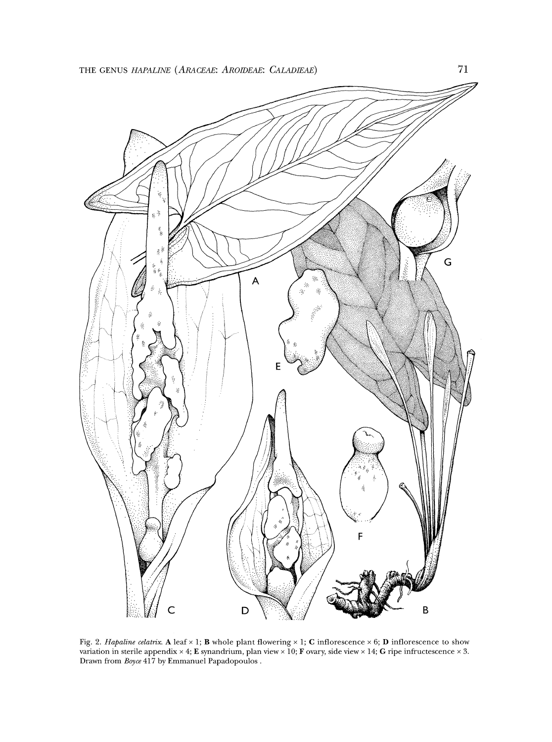Fig. 2. *Hapaline celatrix*. **A** leaf × 1; **B** whole plant flowering × 1; **C** inflorescence × 6; **D** inflorescence to show variation in sterile appendix × 4; **E** synandrium, plan view × 10; **F** ovary, side view × 14; **G** ripe infructescence × 3. Drawn from *Boyce* 417 by Emmanuel Papadopoulos .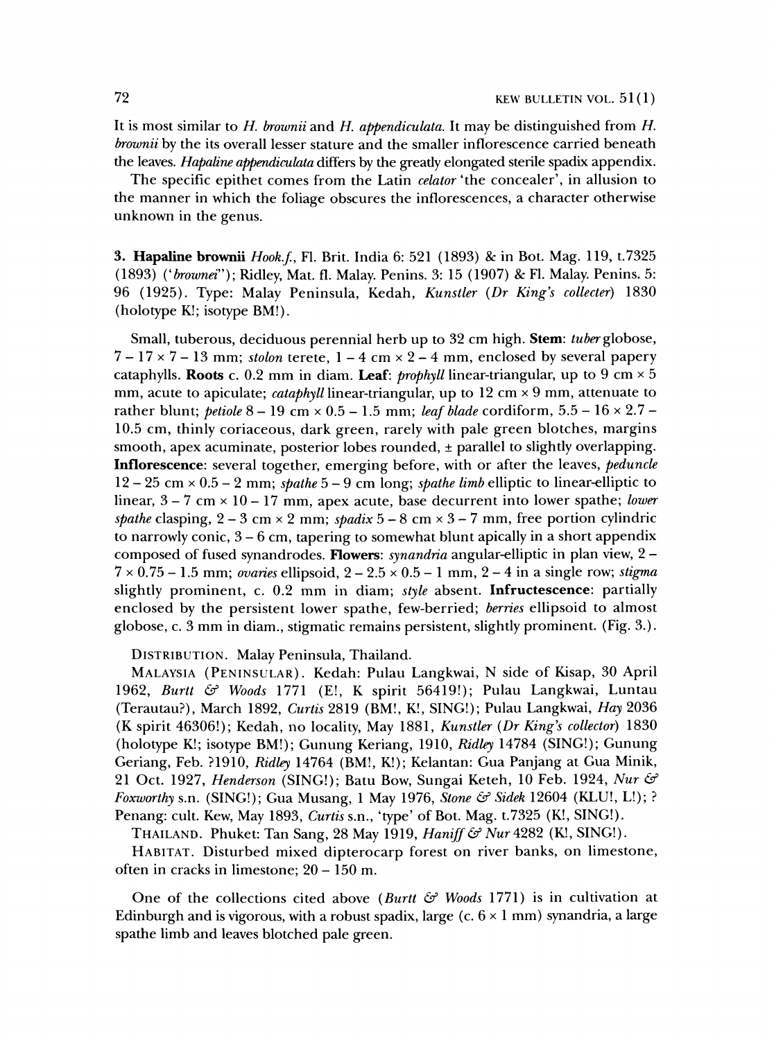It is most similar to *H. brownii* and *H. appendiculata*. It may be distinguished from *H. brownii* by the its overall lesser stature and the smaller inflorescence carried beneath the leaves. *Hapaline appendiculata* differs by the greatly elongated sterile spadix appendix.

The specific epithet comes from the Latin *celator* 'the concealer', in allusion to the manner in which the foliage obscures the inflorescences, a character otherwise unknown in the genus.

**3. Hapaline brownii** *Hook.f.*, Fl. Brit. India 6: 521 (1893) & in Bot. Mag. 119, t.7325 (1893) ('*brownei*'); Ridley, Mat. fl. Malay. Penins. 3: 15 (1907) & Fl. Malay. Penins. 5: 96 (1925). Type: Malay Peninsula, Kedah, *Kunstler* (*Dr King's collecter*) 1830 (holotype K!; isotype BM!).

Small, tuberous, deciduous perennial herb up to 32 cm high. **Stem**: *tuber* globose, 7 – 17 × 7 – 13 mm; *stolon* terete, 1 – 4 cm × 2 – 4 mm, enclosed by several papery cataphylls. **Roots** c. 0.2 mm in diam. **Leaf**: *prophyll* linear-triangular, up to 9 cm × 5 mm, acute to apiculate; *cataphyll* linear-triangular, up to 12 cm × 9 mm, attenuate to rather blunt; *petiole* 8 – 19 cm × 0.5 – 1.5 mm; *leaf blade* cordiform, 5.5 – 16 × 2.7 – 10.5 cm, thinly coriaceous, dark green, rarely with pale green blotches, margins smooth, apex acuminate, posterior lobes rounded, ± parallel to slightly overlapping. **Inflorescence**: several together, emerging before, with or after the leaves, *peduncle* 12 – 25 cm × 0.5 – 2 mm; *spathe* 5 – 9 cm long; *spathe limb* elliptic to linear-elliptic to linear, 3 – 7 cm × 10 – 17 mm, apex acute, base decurrent into lower spathe; *lower spathe* clasping, 2 – 3 cm × 2 mm; *spadix* 5 – 8 cm × 3 – 7 mm, free portion cylindric to narrowly conic, 3 – 6 cm, tapering to somewhat blunt apically in a short appendix composed of fused synandrodes. **Flowers**: *synandria* angular-elliptic in plan view, 2 – 7 × 0.75 – 1.5 mm; *ovaries* ellipsoid, 2 – 2.5 × 0.5 – 1 mm, 2 – 4 in a single row; *stigma* slightly prominent, c. 0.2 mm in diam; *style* absent. **Infructescence**: partially enclosed by the persistent lower spathe, few-berried; *berries* ellipsoid to almost globose, c. 3 mm in diam., stigmatic remains persistent, slightly prominent. (Fig. 3.).

DISTRIBUTION. Malay Peninsula, Thailand.

MALAYSIA (PENINSULAR). Kedah: Pulau Langkwai, N side of Kisap, 30 April 1962, *Burtt & Woods* 1771 (E!, K spirit 56419!); Pulau Langkwai, Luntau (Terautau?), March 1892, *Curtis* 2819 (BM!, K!, SING!); Pulau Langkwai, *Hay* 2036 (K spirit 46306!); Kedah, no locality, May 1881, *Kunstler* (*Dr King's collector*) 1830 (holotype K!; isotype BM!); Gunung Keriang, 1910, *Ridley* 14784 (SING!); Gunung Geriang, Feb. ?1910, *Ridley* 14764 (BM!, K!); Kelantan: Gua Panjang at Gua Minik, 21 Oct. 1927, *Henderson* (SING!); Batu Bow, Sungai Keteh, 10 Feb. 1924, *Nur & Foxworthy* s.n. (SING!); Gua Musang, 1 May 1976, *Stone & Sidek* 12604 (KLU!, L!); ? Penang: cult. Kew, May 1893, *Curtis* s.n., 'type' of Bot. Mag. t.7325 (K!, SING!).

THAILAND. Phuket: Tan Sang, 28 May 1919, *Haniff & Nur* 4282 (K!, SING!).

HABITAT. Disturbed mixed dipterocarp forest on river banks, on limestone, often in cracks in limestone; 20 – 150 m.

One of the collections cited above (*Burtt & Woods* 1771) is in cultivation at Edinburgh and is vigorous, with a robust spadix, large (c. 6 × 1 mm) synandria, a large spathe limb and leaves blotched pale green.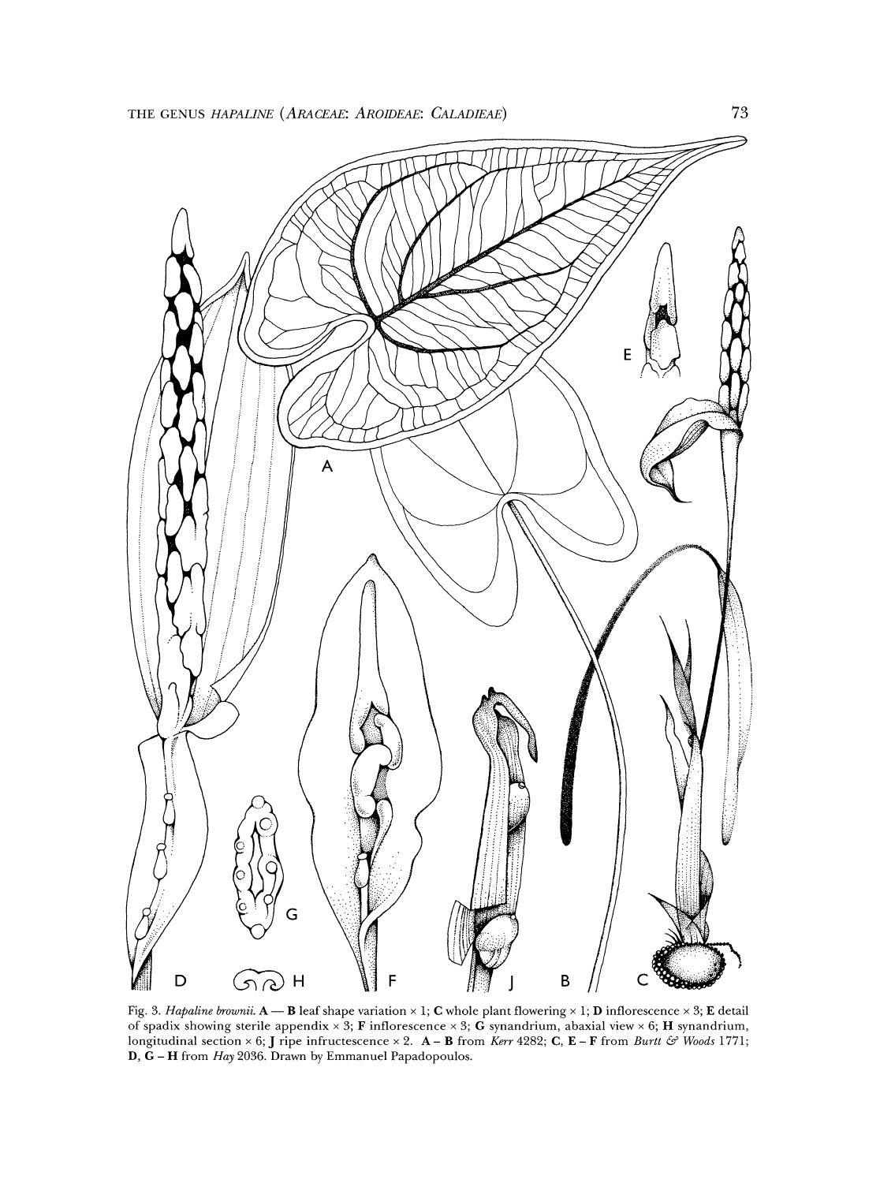Fig. 3. *Hapaline brownii.* **A** — **B** leaf shape variation × 1; **C** whole plant flowering × 1; **D** inflorescence × 3; **E** detail of spadix showing sterile appendix × 3; **F** inflorescence × 3; **G** synandrium, abaxial view × 6; **H** synandrium, longitudinal section × 6; **J** ripe infructescence × 2. **A** – **B** from *Kerr* 4282; **C**, **E** – **F** from *Burtt & Woods* 1771; **D**, **G** – **H** from *Hay* 2036. Drawn by Emmanuel Papadopoulos.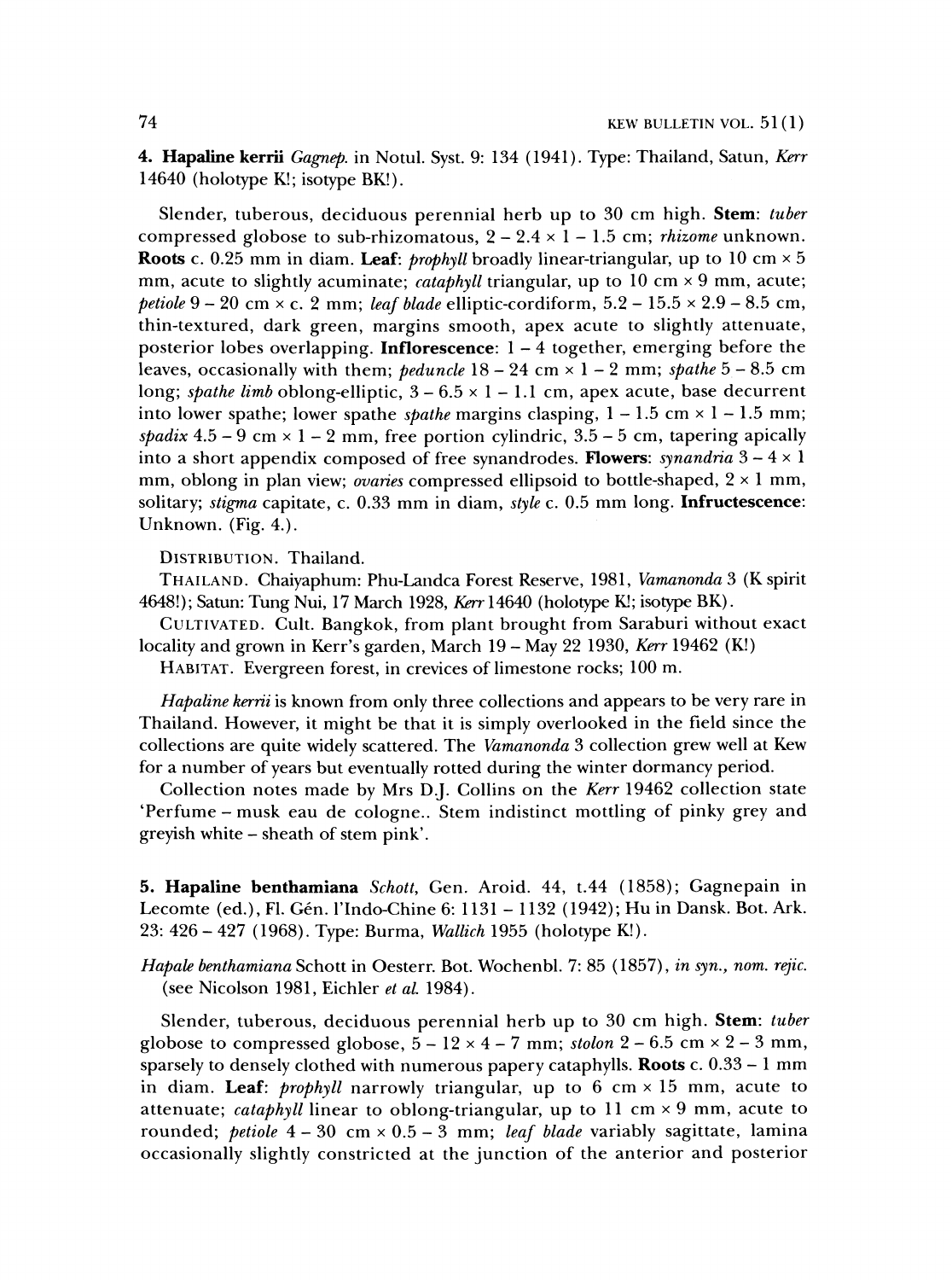**4. Hapaline kerrii** *Gagnep.* in Notul. Syst. 9: 134 (1941). Type: Thailand, Satun, *Kerr* 14640 (holotype K!; isotype BK!).

Slender, tuberous, deciduous perennial herb up to 30 cm high. **Stem:** *tuber* compressed globose to sub-rhizomatous, 2 – 2.4 × 1 – 1.5 cm; *rhizome* unknown. **Roots** c. 0.25 mm in diam. **Leaf:** *prophyll* broadly linear-triangular, up to 10 cm × 5 mm, acute to slightly acuminate; *cataphyll* triangular, up to 10 cm × 9 mm, acute; *petiole* 9 – 20 cm × c. 2 mm; *leaf blade* elliptic-cordiform, 5.2 – 15.5 × 2.9 – 8.5 cm, thin-textured, dark green, margins smooth, apex acute to slightly attenuate, posterior lobes overlapping. **Inflorescence:** 1 – 4 together, emerging before the leaves, occasionally with them; *peduncle* 18 – 24 cm × 1 – 2 mm; *spathe* 5 – 8.5 cm long; *spathe limb* oblong-elliptic, 3 – 6.5 × 1 – 1.1 cm, apex acute, base decurrent into lower spathe; lower spathe *spathe* margins clasping, 1 – 1.5 cm × 1 – 1.5 mm; *spadix* 4.5 – 9 cm × 1 – 2 mm, free portion cylindric, 3.5 – 5 cm, tapering apically into a short appendix composed of free synandrodes. **Flowers:** *synandria* 3 – 4 × 1 mm, oblong in plan view; *ovaries* compressed ellipsoid to bottle-shaped, 2 × 1 mm, solitary; *stigma* capitate, c. 0.33 mm in diam, *style* c. 0.5 mm long. **Infructescence:** Unknown. (Fig. 4.).

DISTRIBUTION. Thailand.

THAILAND. Chaiyaphum: Phu-Landca Forest Reserve, 1981, *Vamanonda* 3 (K spirit 4648!); Satun: Tung Nui, 17 March 1928, *Kerr* 14640 (holotype K!; isotype BK).

CULTIVATED. Cult. Bangkok, from plant brought from Saraburi without exact locality and grown in Kerr's garden, March 19 – May 22 1930, *Kerr* 19462 (K!)

HABITAT. Evergreen forest, in crevices of limestone rocks; 100 m.

*Hapaline kerrii* is known from only three collections and appears to be very rare in Thailand. However, it might be that it is simply overlooked in the field since the collections are quite widely scattered. The *Vamanonda* 3 collection grew well at Kew for a number of years but eventually rotted during the winter dormancy period.

Collection notes made by Mrs D.J. Collins on the *Kerr* 19462 collection state 'Perfume – musk eau de cologne.. Stem indistinct mottling of pinky grey and greyish white – sheath of stem pink'.

**5. Hapaline benthamiana** *Schott*, Gen. Aroid. 44, t.44 (1858); Gagnepain in Lecomte (ed.), Fl. Gén. l'Indo-Chine 6: 1131 – 1132 (1942); Hu in Dansk. Bot. Ark. 23: 426 – 427 (1968). Type: Burma, *Wallich* 1955 (holotype K!).

*Hapale benthamiana* Schott in Oesterr. Bot. Wochenbl. 7: 85 (1857), *in syn., nom. rejic.* (see Nicolson 1981, Eichler *et al.* 1984).

Slender, tuberous, deciduous perennial herb up to 30 cm high. **Stem:** *tuber* globose to compressed globose, 5 – 12 × 4 – 7 mm; *stolon* 2 – 6.5 cm × 2 – 3 mm, sparsely to densely clothed with numerous papery cataphylls. **Roots** c. 0.33 – 1 mm in diam. **Leaf:** *prophyll* narrowly triangular, up to 6 cm × 15 mm, acute to attenuate; *cataphyll* linear to oblong-triangular, up to 11 cm × 9 mm, acute to rounded; *petiole* 4 – 30 cm × 0.5 – 3 mm; *leaf blade* variably sagittate, lamina occasionally slightly constricted at the junction of the anterior and posterior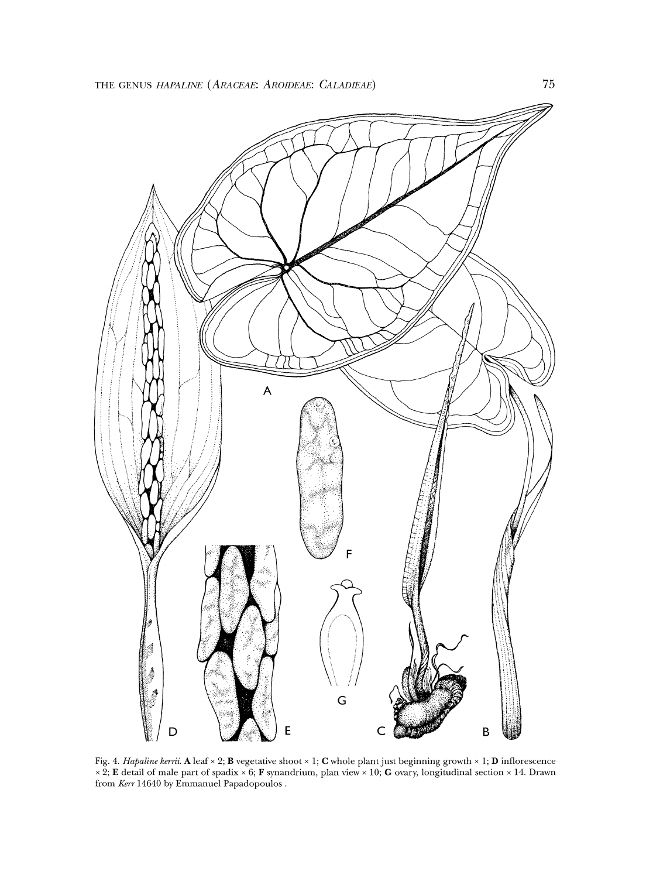Fig. 4. *Hapaline kerrii*. **A** leaf × 2; **B** vegetative shoot × 1; **C** whole plant just beginning growth × 1; **D** inflorescence × 2; **E** detail of male part of spadix × 6; **F** synandrium, plan view × 10; **G** ovary, longitudinal section × 14. Drawn from *Kerr* 14640 by Emmanuel Papadopoulos .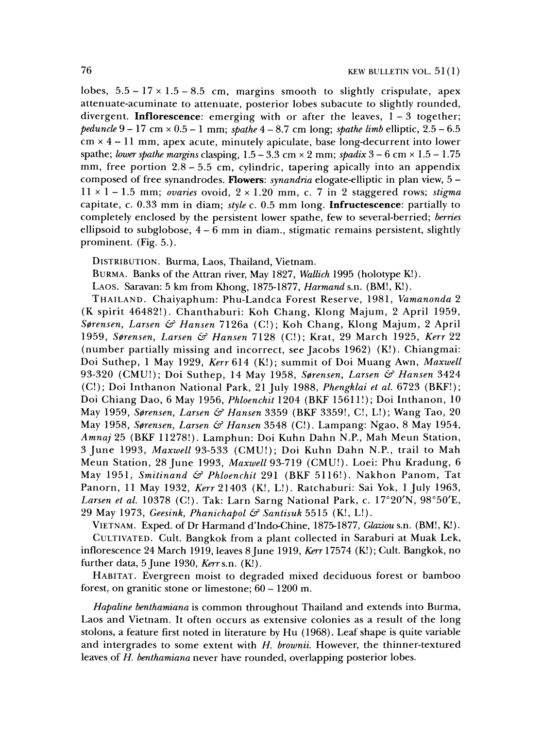lobes, 5.5 – 17 × 1.5 – 8.5 cm, margins smooth to slightly crispulate, apex attenuate-acuminate to attenuate, posterior lobes subacute to slightly rounded, divergent. **Inflorescence**: emerging with or after the leaves, 1 – 3 together; *peduncle* 9 – 17 cm × 0.5 – 1 mm; *spathe* 4 – 8.7 cm long; *spathe limb* elliptic, 2.5 – 6.5 cm × 4 – 11 mm, apex acute, minutely apiculate, base long-decurrent into lower spathe; *lower spathe margins* clasping, 1.5 – 3.3 cm × 2 mm; *spadix* 3 – 6 cm × 1.5 – 1.75 mm, free portion 2.8 – 5.5 cm, cylindric, tapering apically into an appendix composed of free synandrodes. **Flowers**: *synandria* elogate-elliptic in plan view, 5 – 11 × 1 – 1.5 mm; *ovaries* ovoid, 2 × 1.20 mm, c. 7 in 2 staggered rows; *stigma* capitate, c. 0.33 mm in diam; *style* c. 0.5 mm long. **Infructescence**: partially to completely enclosed by the persistent lower spathe, few to several-berried; *berries* ellipsoid to subglobose, 4 – 6 mm in diam., stigmatic remains persistent, slightly prominent. (Fig. 5.).

DISTRIBUTION. Burma, Laos, Thailand, Vietnam.

BURMA. Banks of the Attran river, May 1827, *Wallich* 1995 (holotype K!).

LAOS. Saravan: 5 km from Khong, 1875-1877, *Harmand* s.n. (BM!, K!).

THAILAND. Chaiyaphum: Phu-Landca Forest Reserve, 1981, *Vamanonda* 2 (K spirit 46482!). Chanthaburi: Koh Chang, Klong Majum, 2 April 1959, *Sørensen, Larsen & Hansen* 7126a (C!); Koh Chang, Klong Majum, 2 April 1959, *Sørensen, Larsen & Hansen* 7128 (C!); Krat, 29 March 1925, *Kerr* 22 (number partially missing and incorrect, see Jacobs 1962) (K!). Chiangmai: Doi Suthep, 1 May 1929, *Kerr* 614 (K!); summit of Doi Muang Awn, *Maxwell* 93-320 (CMU!); Doi Suthep, 14 May 1958, *Sørensen, Larsen & Hansen* 3424 (C!); Doi Inthanon National Park, 21 July 1988, *Phengklai et al.* 6723 (BKF!); Doi Chiang Dao, 6 May 1956, *Phloenchit* 1204 (BKF 15611!); Doi Inthanon, 10 May 1959, *Sørensen, Larsen & Hansen* 3359 (BKF 3359!, C!, L!); Wang Tao, 20 May 1958, *Sørensen, Larsen & Hansen* 3548 (C!). Lampang: Ngao, 8 May 1954, *Amnaj* 25 (BKF 11278!). Lamphun: Doi Kuhn Dahn N.P., Mah Meun Station, 3 June 1993, *Maxwell* 93-533 (CMU!); Doi Kuhn Dahn N.P., trail to Mah Meun Station, 28 June 1993, *Maxwell* 93-719 (CMU!). Loei: Phu Kradung, 6 May 1951, *Smitinand & Phloenchit* 291 (BKF 5116!). Nakhon Panom, Tat Panorn, 11 May 1932, *Kerr* 21403 (K!, L!). Ratchaburi: Sai Yok, 1 July 1963, *Larsen et al.* 10378 (C!). Tak: Larn Sarng National Park, c. 17°20′N, 98°50′E, 29 May 1973, *Geesink, Phanichapol & Santisuk* 5515 (K!, L!).

VIETNAM. Exped. of Dr Harmand d'Indo-Chine, 1875-1877, *Glaziou* s.n. (BM!, K!).

CULTIVATED. Cult. Bangkok from a plant collected in Saraburi at Muak Lek, inflorescence 24 March 1919, leaves 8 June 1919, *Kerr* 17574 (K!); Cult. Bangkok, no further data, 5 June 1930, *Kerr* s.n. (K!).

HABITAT. Evergreen moist to degraded mixed deciduous forest or bamboo forest, on granitic stone or limestone; 60 – 1200 m.

*Hapaline benthamiana* is common throughout Thailand and extends into Burma, Laos and Vietnam. It often occurs as extensive colonies as a result of the long stolons, a feature first noted in literature by Hu (1968). Leaf shape is quite variable and intergrades to some extent with *H. brownii*. However, the thinner-textured leaves of *H. benthamiana* never have rounded, overlapping posterior lobes.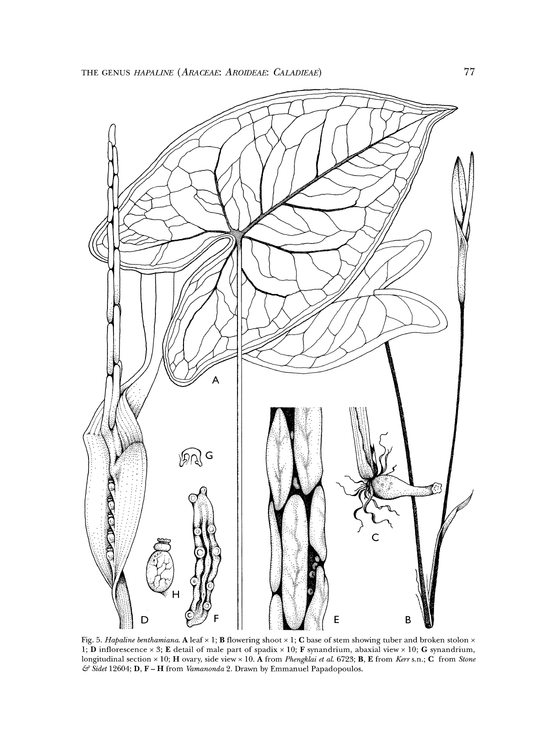Fig. 5. *Hapaline benthamiana*. **A** leaf × 1; **B** flowering shoot × 1; **C** base of stem showing tuber and broken stolon × 1; **D** inflorescence × 3; **E** detail of male part of spadix × 10; **F** synandrium, abaxial view × 10; **G** synandrium, longitudinal section × 10; **H** ovary, side view × 10. **A** from *Phengklai et al.* 6723; **B**, **E** from *Kerr* s.n.; **C** from *Stone & Sidet* 12604; **D**, **F** – **H** from *Vamanonda* 2. Drawn by Emmanuel Papadopoulos.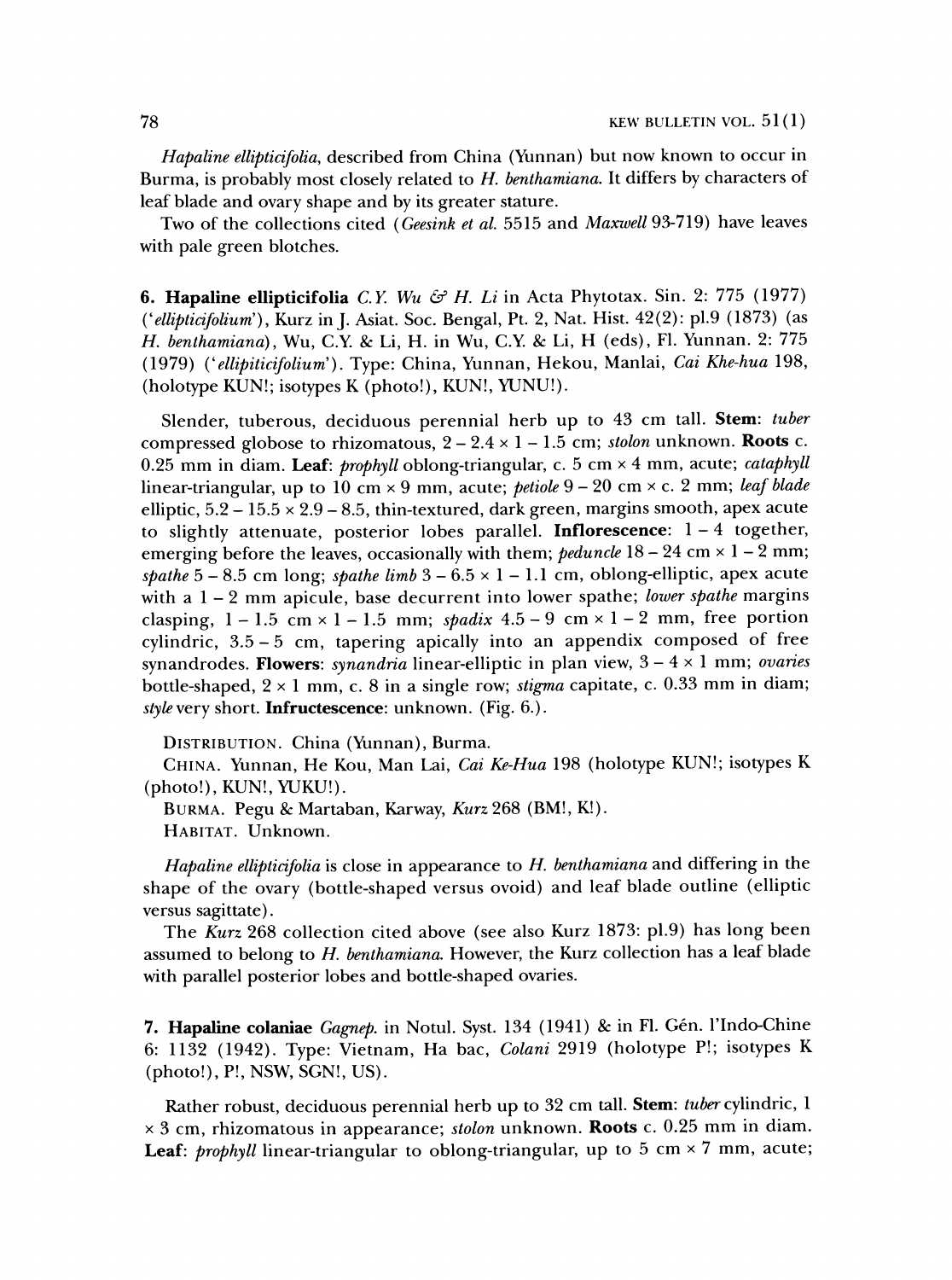*Hapaline ellipticifolia*, described from China (Yunnan) but now known to occur in Burma, is probably most closely related to *H. benthamiana*. It differs by characters of leaf blade and ovary shape and by its greater stature.

Two of the collections cited (*Geesink et al.* 5515 and *Maxwell* 93-719) have leaves with pale green blotches.

**6. Hapaline ellipticifolia** *C.Y. Wu & H. Li* in Acta Phytotax. Sin. 2: 775 (1977) (*'ellipticifolium'*), Kurz in J. Asiat. Soc. Bengal, Pt. 2, Nat. Hist. 42(2): pl.9 (1873) (as *H. benthamiana*), Wu, C.Y. & Li, H. in Wu, C.Y. & Li, H (eds), Fl. Yunnan. 2: 775 (1979) (*'ellipiticifolium'*). Type: China, Yunnan, Hekou, Manlai, *Cai Khe-hua* 198, (holotype KUN!; isotypes K (photo!), KUN!, YUNU!).

Slender, tuberous, deciduous perennial herb up to 43 cm tall. **Stem:** *tuber* compressed globose to rhizomatous, 2 – 2.4 × 1 – 1.5 cm; *stolon* unknown. **Roots** c. 0.25 mm in diam. **Leaf:** *prophyll* oblong-triangular, c. 5 cm × 4 mm, acute; *cataphyll* linear-triangular, up to 10 cm × 9 mm, acute; *petiole* 9 – 20 cm × c. 2 mm; *leaf blade* elliptic, 5.2 – 15.5 × 2.9 – 8.5, thin-textured, dark green, margins smooth, apex acute to slightly attenuate, posterior lobes parallel. **Inflorescence:** 1 – 4 together, emerging before the leaves, occasionally with them; *peduncle* 18 – 24 cm × 1 – 2 mm; *spathe* 5 – 8.5 cm long; *spathe limb* 3 – 6.5 × 1 – 1.1 cm, oblong-elliptic, apex acute with a 1 – 2 mm apicule, base decurrent into lower spathe; *lower spathe* margins clasping, 1 – 1.5 cm × 1 – 1.5 mm; *spadix* 4.5 – 9 cm × 1 – 2 mm, free portion cylindric, 3.5 – 5 cm, tapering apically into an appendix composed of free synandrodes. **Flowers:** *synandria* linear-elliptic in plan view, 3 – 4 × 1 mm; *ovaries* bottle-shaped, 2 × 1 mm, c. 8 in a single row; *stigma* capitate, c. 0.33 mm in diam; *style* very short. **Infructescence:** unknown. (Fig. 6.).

DISTRIBUTION. China (Yunnan), Burma.

CHINA. Yunnan, He Kou, Man Lai, *Cai Ke-Hua* 198 (holotype KUN!; isotypes K (photo!), KUN!, YUKU!).

BURMA. Pegu & Martaban, Karway, *Kurz* 268 (BM!, K!).

HABITAT. Unknown.

*Hapaline ellipticifolia* is close in appearance to *H. benthamiana* and differing in the shape of the ovary (bottle-shaped versus ovoid) and leaf blade outline (elliptic versus sagittate).

The *Kurz* 268 collection cited above (see also Kurz 1873: pl.9) has long been assumed to belong to *H. benthamiana*. However, the Kurz collection has a leaf blade with parallel posterior lobes and bottle-shaped ovaries.

**7. Hapaline colaniae** *Gagnep.* in Notul. Syst. 134 (1941) & in Fl. Gén. l'Indo-Chine 6: 1132 (1942). Type: Vietnam, Ha bac, *Colani* 2919 (holotype P!; isotypes K (photo!), P!, NSW, SGN!, US).

Rather robust, deciduous perennial herb up to 32 cm tall. **Stem:** *tuber* cylindric, 1 × 3 cm, rhizomatous in appearance; *stolon* unknown. **Roots** c. 0.25 mm in diam. **Leaf:** *prophyll* linear-triangular to oblong-triangular, up to 5 cm × 7 mm, acute;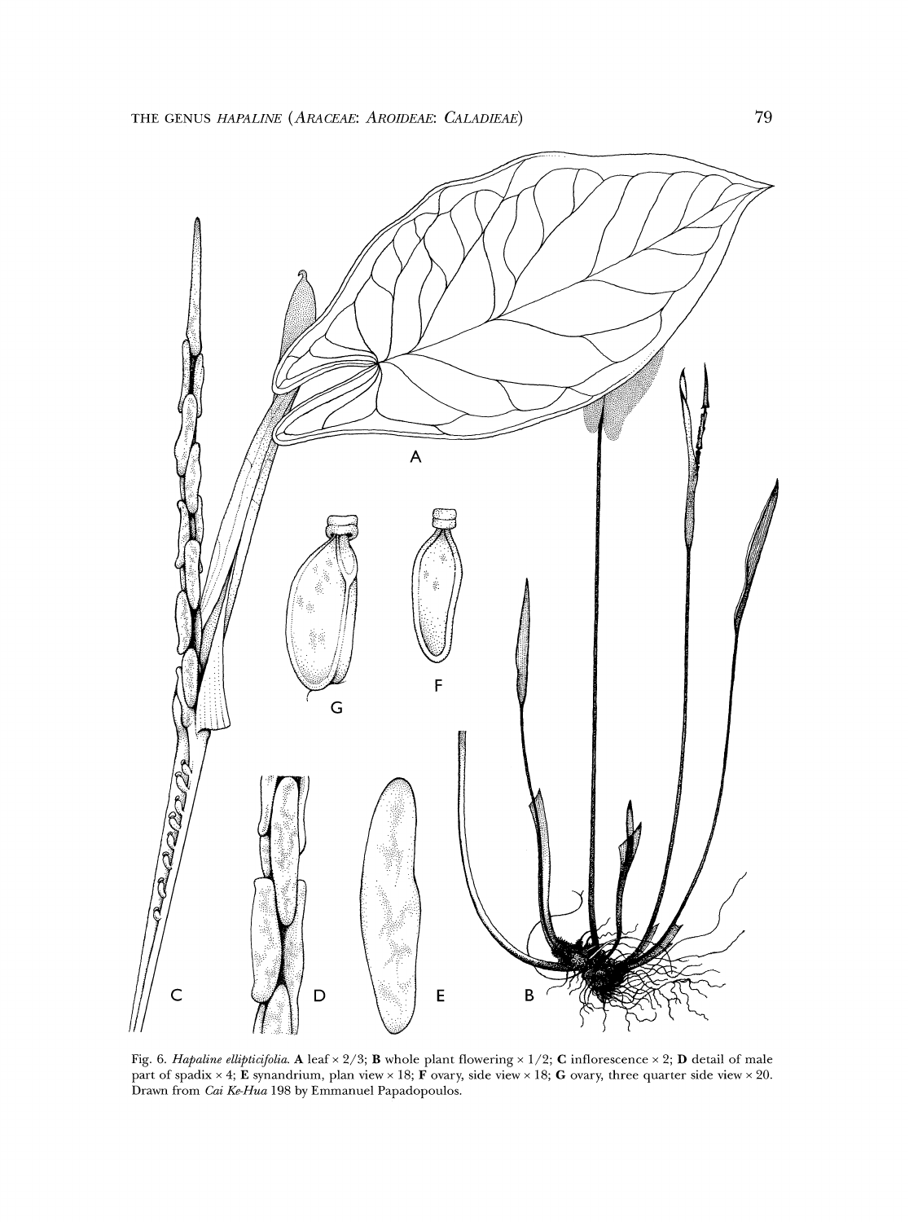Fig. 6. *Hapaline ellipticifolia*. **A** leaf × 2/3; **B** whole plant flowering × 1/2; **C** inflorescence × 2; **D** detail of male part of spadix × 4; **E** synandrium, plan view × 18; **F** ovary, side view × 18; **G** ovary, three quarter side view × 20. Drawn from *Cai Ke-Hua* 198 by Emmanuel Papadopoulos.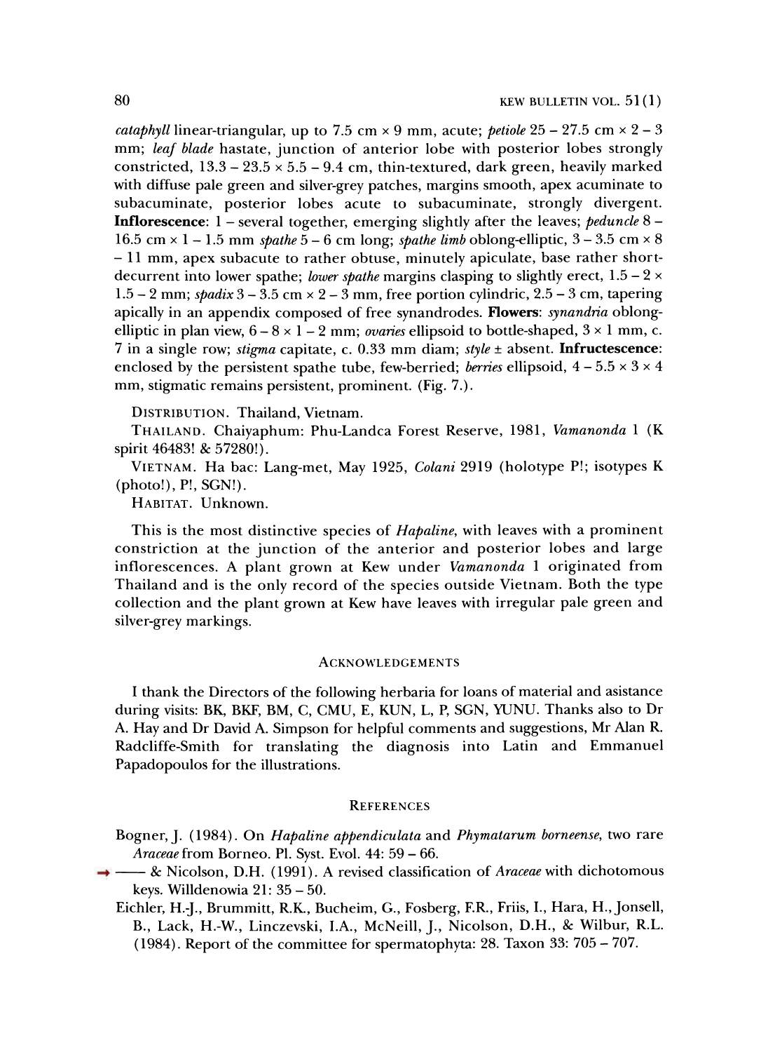*cataphyll* linear-triangular, up to 7.5 cm × 9 mm, acute; *petiole* 25 – 27.5 cm × 2 – 3 mm; *leaf blade* hastate, junction of anterior lobe with posterior lobes strongly constricted, 13.3 – 23.5 × 5.5 – 9.4 cm, thin-textured, dark green, heavily marked with diffuse pale green and silver-grey patches, margins smooth, apex acuminate to subacuminate, posterior lobes acute to subacuminate, strongly divergent. **Inflorescence**: 1 – several together, emerging slightly after the leaves; *peduncle* 8 – 16.5 cm × 1 – 1.5 mm *spathe* 5 – 6 cm long; *spathe limb* oblong-elliptic, 3 – 3.5 cm × 8 – 11 mm, apex subacute to rather obtuse, minutely apiculate, base rather short-decurrent into lower spathe; *lower spathe* margins clasping to slightly erect, 1.5 – 2 × 1.5 – 2 mm; *spadix* 3 – 3.5 cm × 2 – 3 mm, free portion cylindric, 2.5 – 3 cm, tapering apically in an appendix composed of free synandrodes. **Flowers**: *synandria* oblong-elliptic in plan view, 6 – 8 × 1 – 2 mm; *ovaries* ellipsoid to bottle-shaped, 3 × 1 mm, c. 7 in a single row; *stigma* capitate, c. 0.33 mm diam; *style* ± absent. **Infructescence**: enclosed by the persistent spathe tube, few-berried; *berries* ellipsoid, 4 – 5.5 × 3 × 4 mm, stigmatic remains persistent, prominent. (Fig. 7.).

DISTRIBUTION. Thailand, Vietnam.

THAILAND. Chaiyaphum: Phu-Landca Forest Reserve, 1981, *Vamanonda* 1 (K spirit 46483! & 57280!).

VIETNAM. Ha bac: Lang-met, May 1925, *Colani* 2919 (holotype P!; isotypes K (photo!), P!, SGN!).

HABITAT. Unknown.

This is the most distinctive species of *Hapaline*, with leaves with a prominent constriction at the junction of the anterior and posterior lobes and large inflorescences. A plant grown at Kew under *Vamanonda* 1 originated from Thailand and is the only record of the species outside Vietnam. Both the type collection and the plant grown at Kew have leaves with irregular pale green and silver-grey markings.

## ACKNOWLEDGEMENTS

I thank the Directors of the following herbaria for loans of material and asistance during visits: BK, BKF, BM, C, CMU, E, KUN, L, P, SGN, YUNU. Thanks also to Dr A. Hay and Dr David A. Simpson for helpful comments and suggestions, Mr Alan R. Radcliffe-Smith for translating the diagnosis into Latin and Emmanuel Papadopoulos for the illustrations.

## REFERENCES

Bogner, J. (1984). On *Hapaline appendiculata* and *Phymatarum borneense*, two rare *Araceae* from Borneo. Pl. Syst. Evol. 44: 59 – 66.

—— & Nicolson, D.H. (1991). A revised classification of *Araceae* with dichotomous keys. Willdenowia 21: 35 – 50.

Eichler, H.-J., Brummitt, R.K., Bucheim, G., Fosberg, F.R., Friis, I., Hara, H., Jonsell, B., Lack, H.-W., Linczevski, I.A., McNeill, J., Nicolson, D.H., & Wilbur, R.L. (1984). Report of the committee for spermatophyta: 28. Taxon 33: 705 – 707.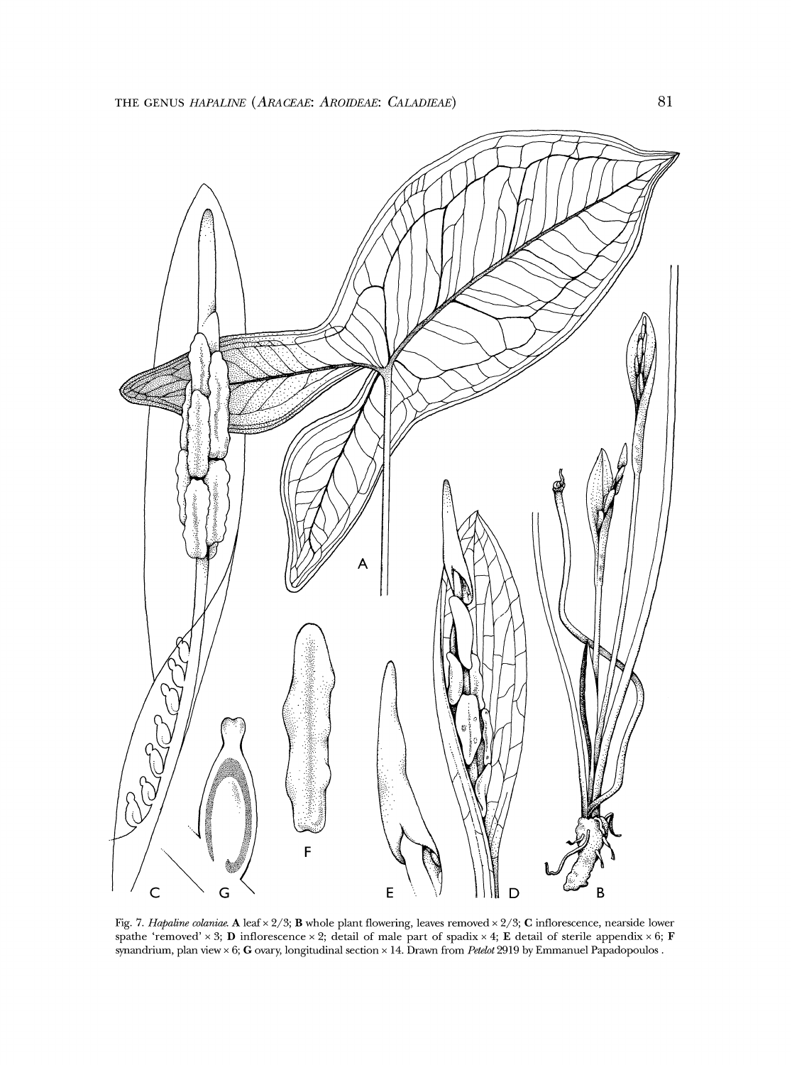Fig. 7. *Hapaline colaniae.* **A** leaf × 2/3; **B** whole plant flowering, leaves removed × 2/3; **C** inflorescence, nearside lower spathe 'removed' × 3; **D** inflorescence × 2; detail of male part of spadix × 4; **E** detail of sterile appendix × 6; **F** synandrium, plan view × 6; **G** ovary, longitudinal section × 14. Drawn from *Petelot* 2919 by Emmanuel Papadopoulos .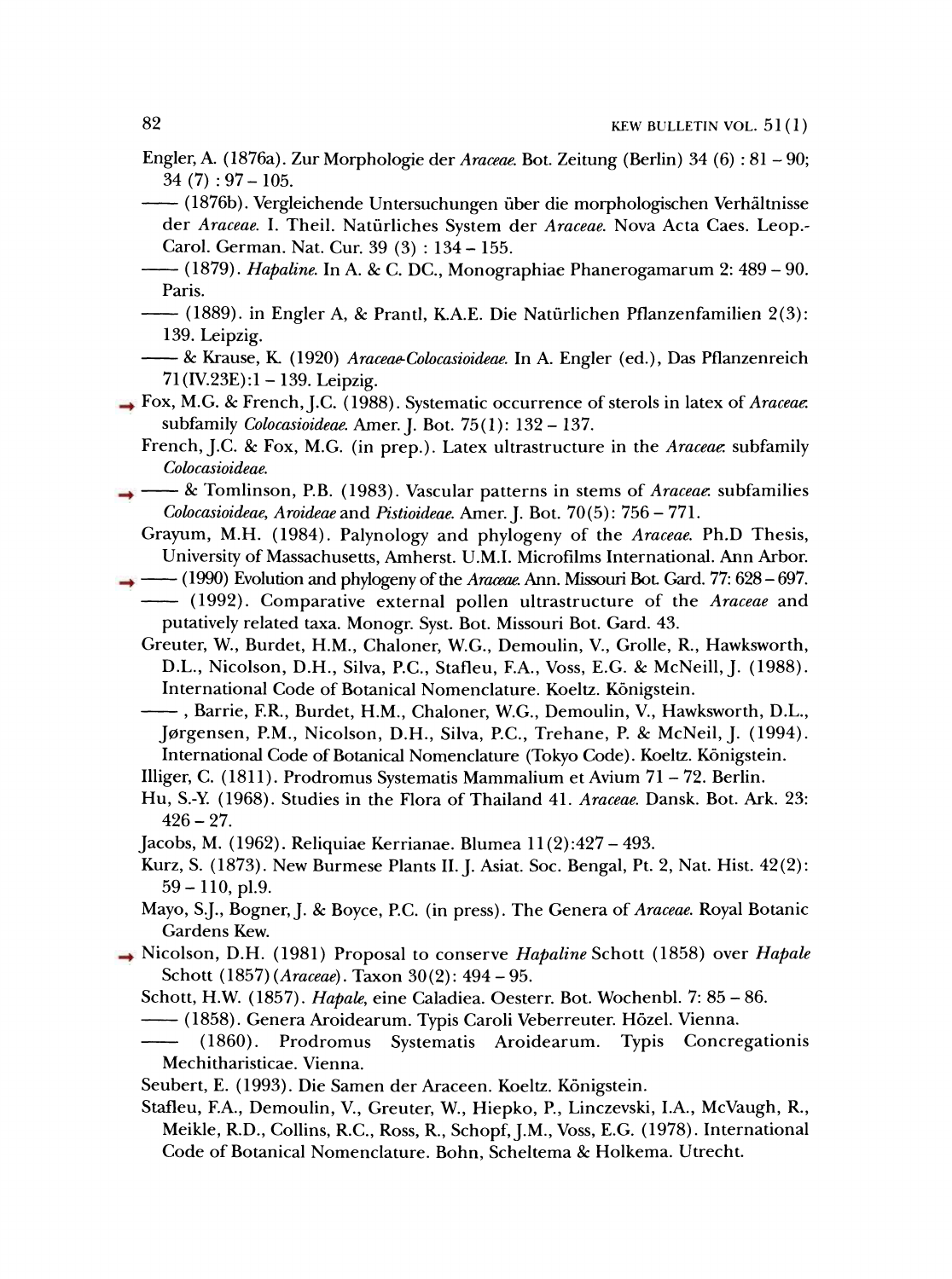Engler, A. (1876a). Zur Morphologie der *Araceae.* Bot. Zeitung (Berlin) 34 (6) : 81 – 90; 34 (7) : 97 – 105.

—— (1876b). Vergleichende Untersuchungen über die morphologischen Verhältnisse der *Araceae.* I. Theil. Natürliches System der *Araceae.* Nova Acta Caes. Leop.-Carol. German. Nat. Cur. 39 (3) : 134 – 155.

—— (1879). *Hapaline.* In A. & C. DC., Monographiae Phanerogamarum 2: 489 – 90. Paris.

—— (1889). in Engler A, & Prantl, K.A.E. Die Natürlichen Pflanzenfamilien 2(3): 139. Leipzig.

—— & Krause, K. (1920) *Araceae-Colocasioideae.* In A. Engler (ed.), Das Pflanzenreich 71(IV.23E):1 – 139. Leipzig.

→ Fox, M.G. & French, J.C. (1988). Systematic occurrence of sterols in latex of *Araceae*: subfamily *Colocasioideae.* Amer. J. Bot. 75(1): 132 – 137.

French, J.C. & Fox, M.G. (in prep.). Latex ultrastructure in the *Araceae*: subfamily *Colocasioideae.*

→ —— & Tomlinson, P.B. (1983). Vascular patterns in stems of *Araceae*: subfamilies *Colocasioideae, Aroideae* and *Pistioideae.* Amer. J. Bot. 70(5): 756 – 771.

Grayum, M.H. (1984). Palynology and phylogeny of the *Araceae.* Ph.D Thesis, University of Massachusetts, Amherst. U.M.I. Microfilms International. Ann Arbor.

→ —— (1990) Evolution and phylogeny of the *Araceae.* Ann. Missouri Bot. Gard. 77: 628 – 697.

—— (1992). Comparative external pollen ultrastructure of the *Araceae* and putatively related taxa. Monogr. Syst. Bot. Missouri Bot. Gard. 43.

Greuter, W., Burdet, H.M., Chaloner, W.G., Demoulin, V., Grolle, R., Hawksworth, D.L., Nicolson, D.H., Silva, P.C., Stafleu, F.A., Voss, E.G. & McNeill, J. (1988). International Code of Botanical Nomenclature. Koeltz. Kõnigstein.

—— , Barrie, F.R., Burdet, H.M., Chaloner, W.G., Demoulin, V., Hawksworth, D.L., Jørgensen, P.M., Nicolson, D.H., Silva, P.C., Trehane, P. & McNeil, J. (1994). International Code of Botanical Nomenclature (Tokyo Code). Koeltz. Kõnigstein.

Illiger, C. (1811). Prodromus Systematis Mammalium et Avium 71 – 72. Berlin.

Hu, S.-Y. (1968). Studies in the Flora of Thailand 41. *Araceae.* Dansk. Bot. Ark. 23: 426 – 27.

Jacobs, M. (1962). Reliquiae Kerrianae. Blumea 11(2):427 – 493.

Kurz, S. (1873). New Burmese Plants II. J. Asiat. Soc. Bengal, Pt. 2, Nat. Hist. 42(2): 59 – 110, pl.9.

Mayo, S.J., Bogner, J. & Boyce, P.C. (in press). The Genera of *Araceae.* Royal Botanic Gardens Kew.

→ Nicolson, D.H. (1981) Proposal to conserve *Hapaline* Schott (1858) over *Hapale* Schott (1857) (*Araceae*). Taxon 30(2): 494 – 95.

Schott, H.W. (1857). *Hapale*, eine Caladiea. Oesterr. Bot. Wochenbl. 7: 85 – 86.

—— (1858). Genera Aroidearum. Typis Caroli Veberreuter. Hõzel. Vienna.

—— (1860). Prodromus Systematis Aroidearum. Typis Concregationis Mechitharisticae. Vienna.

Seubert, E. (1993). Die Samen der Araceen. Koeltz. Kõnigstein.

Stafleu, F.A., Demoulin, V., Greuter, W., Hiepko, P., Linczevski, I.A., McVaugh, R., Meikle, R.D., Collins, R.C., Ross, R., Schopf, J.M., Voss, E.G. (1978). International Code of Botanical Nomenclature. Bohn, Scheltema & Holkema. Utrecht.